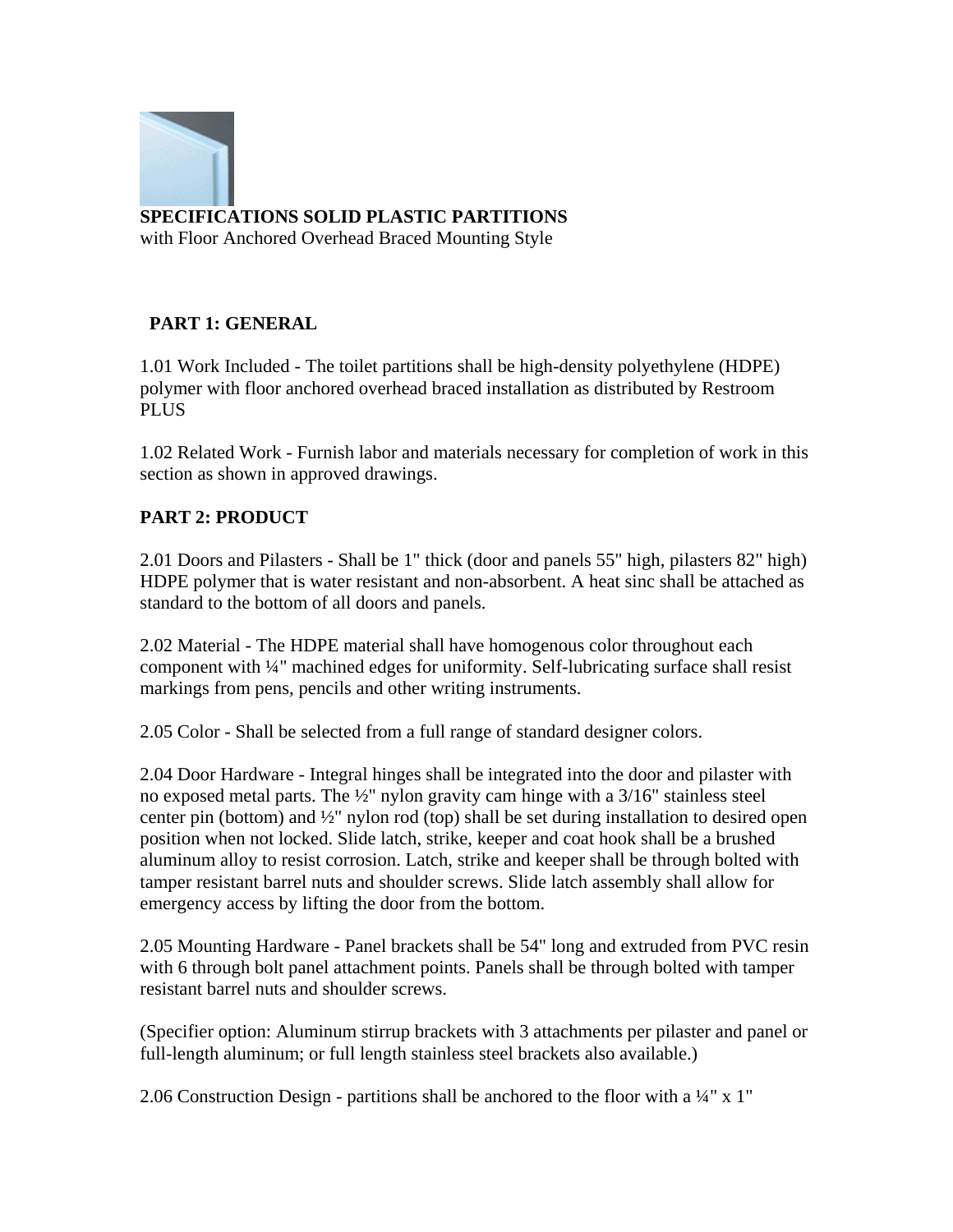**SPECIFICATIONS SOLID PLASTIC PARTITIONS**
with Floor Anchored Overhead Braced Mounting Style

## PART 1: GENERAL

1.01 Work Included - The toilet partitions shall be high-density polyethylene (HDPE) polymer with floor anchored overhead braced installation as distributed by Restroom PLUS

1.02 Related Work - Furnish labor and materials necessary for completion of work in this section as shown in approved drawings.

## PART 2: PRODUCT

2.01 Doors and Pilasters - Shall be 1" thick (door and panels 55" high, pilasters 82" high) HDPE polymer that is water resistant and non-absorbent. A heat sinc shall be attached as standard to the bottom of all doors and panels.

2.02 Material - The HDPE material shall have homogenous color throughout each component with ¼" machined edges for uniformity. Self-lubricating surface shall resist markings from pens, pencils and other writing instruments.

2.05 Color - Shall be selected from a full range of standard designer colors.

2.04 Door Hardware - Integral hinges shall be integrated into the door and pilaster with no exposed metal parts. The ½" nylon gravity cam hinge with a 3/16" stainless steel center pin (bottom) and ½" nylon rod (top) shall be set during installation to desired open position when not locked. Slide latch, strike, keeper and coat hook shall be a brushed aluminum alloy to resist corrosion. Latch, strike and keeper shall be through bolted with tamper resistant barrel nuts and shoulder screws. Slide latch assembly shall allow for emergency access by lifting the door from the bottom.

2.05 Mounting Hardware - Panel brackets shall be 54" long and extruded from PVC resin with 6 through bolt panel attachment points. Panels shall be through bolted with tamper resistant barrel nuts and shoulder screws.

(Specifier option: Aluminum stirrup brackets with 3 attachments per pilaster and panel or full-length aluminum; or full length stainless steel brackets also available.)

2.06 Construction Design - partitions shall be anchored to the floor with a ¼" x 1"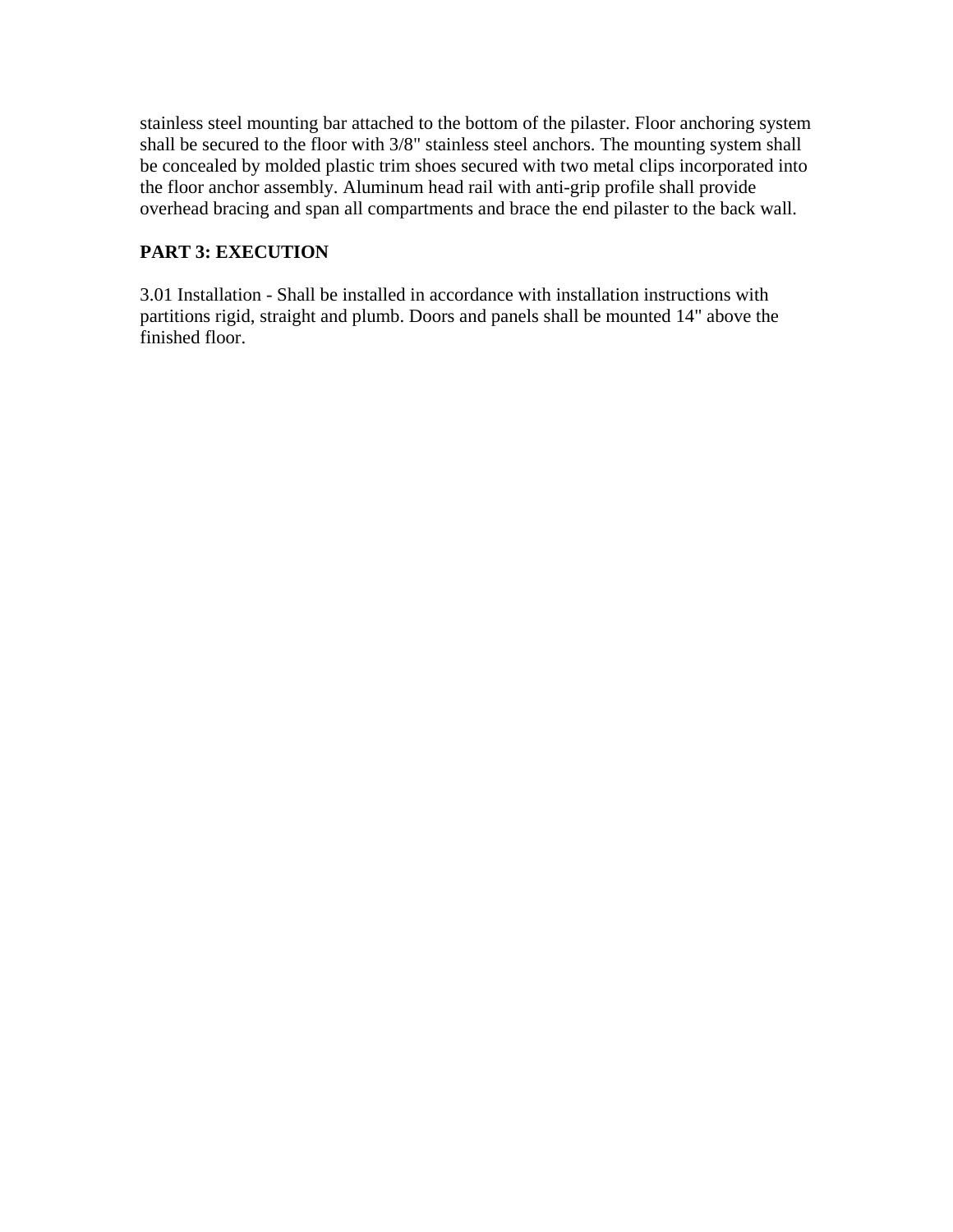stainless steel mounting bar attached to the bottom of the pilaster. Floor anchoring system shall be secured to the floor with 3/8" stainless steel anchors. The mounting system shall be concealed by molded plastic trim shoes secured with two metal clips incorporated into the floor anchor assembly. Aluminum head rail with anti-grip profile shall provide overhead bracing and span all compartments and brace the end pilaster to the back wall.

## PART 3: EXECUTION

3.01 Installation - Shall be installed in accordance with installation instructions with partitions rigid, straight and plumb. Doors and panels shall be mounted 14" above the finished floor.